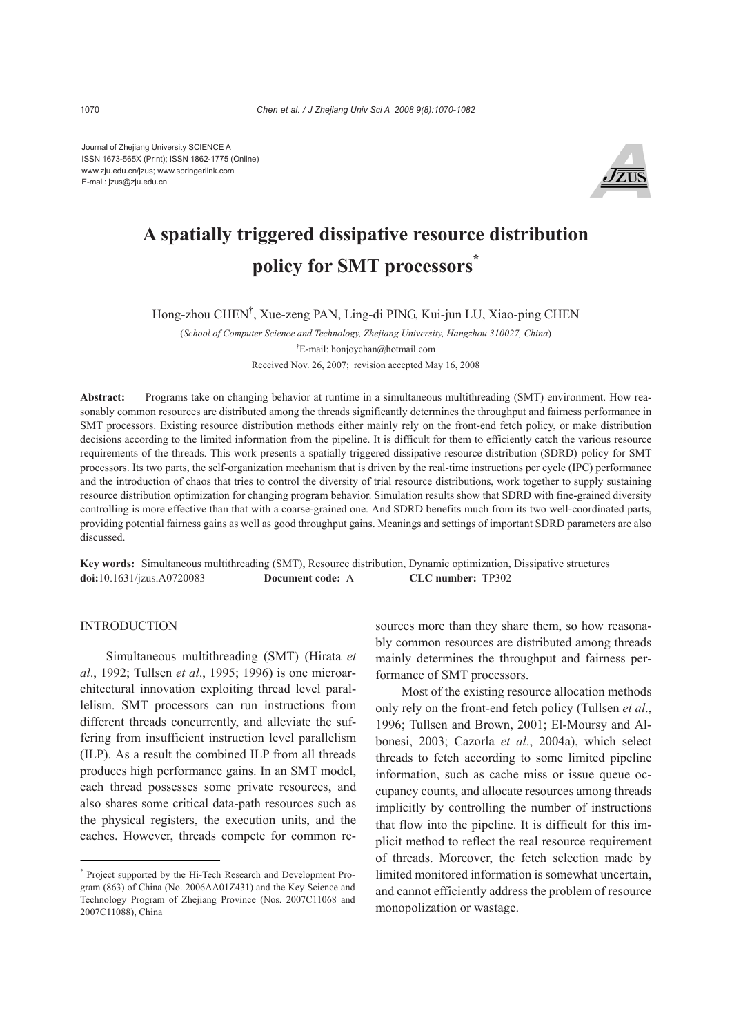Journal of Zhejiang University SCIENCE A
ISSN 1673-565X (Print); ISSN 1862-1775 (Online)
www.zju.edu.cn/jzus; www.springerlink.com
E-mail: jzus@zju.edu.cn

# A spatially triggered dissipative resource distribution policy for SMT processors*

Hong-zhou CHEN†, Xue-zeng PAN, Ling-di PING, Kui-jun LU, Xiao-ping CHEN

(*School of Computer Science and Technology, Zhejiang University, Hangzhou 310027, China*)

†E-mail: honjoychan@hotmail.com

Received Nov. 26, 2007; revision accepted May 16, 2008

**Abstract:** Programs take on changing behavior at runtime in a simultaneous multithreading (SMT) environment. How reasonably common resources are distributed among the threads significantly determines the throughput and fairness performance in SMT processors. Existing resource distribution methods either mainly rely on the front-end fetch policy, or make distribution decisions according to the limited information from the pipeline. It is difficult for them to efficiently catch the various resource requirements of the threads. This work presents a spatially triggered dissipative resource distribution (SDRD) policy for SMT processors. Its two parts, the self-organization mechanism that is driven by the real-time instructions per cycle (IPC) performance and the introduction of chaos that tries to control the diversity of trial resource distributions, work together to supply sustaining resource distribution optimization for changing program behavior. Simulation results show that SDRD with fine-grained diversity controlling is more effective than that with a coarse-grained one. And SDRD benefits much from its two well-coordinated parts, providing potential fairness gains as well as good throughput gains. Meanings and settings of important SDRD parameters are also discussed.

**Key words:** Simultaneous multithreading (SMT), Resource distribution, Dynamic optimization, Dissipative structures
**doi:**10.1631/jzus.A0720083 **Document code:** A **CLC number:** TP302

## INTRODUCTION

Simultaneous multithreading (SMT) (Hirata *et al*., 1992; Tullsen *et al*., 1995; 1996) is one microarchitectural innovation exploiting thread level parallelism. SMT processors can run instructions from different threads concurrently, and alleviate the suffering from insufficient instruction level parallelism (ILP). As a result the combined ILP from all threads produces high performance gains. In an SMT model, each thread possesses some private resources, and also shares some critical data-path resources such as the physical registers, the execution units, and the caches. However, threads compete for common resources more than they share them, so how reasonably common resources are distributed among threads mainly determines the throughput and fairness performance of SMT processors.

Most of the existing resource allocation methods only rely on the front-end fetch policy (Tullsen *et al*., 1996; Tullsen and Brown, 2001; El-Moursy and Albonesi, 2003; Cazorla *et al*., 2004a), which select threads to fetch according to some limited pipeline information, such as cache miss or issue queue occupancy counts, and allocate resources among threads implicitly by controlling the number of instructions that flow into the pipeline. It is difficult for this implicit method to reflect the real resource requirement of threads. Moreover, the fetch selection made by limited monitored information is somewhat uncertain, and cannot efficiently address the problem of resource monopolization or wastage.

---

* Project supported by the Hi-Tech Research and Development Program (863) of China (No. 2006AA01Z431) and the Key Science and Technology Program of Zhejiang Province (Nos. 2007C11068 and 2007C11088), China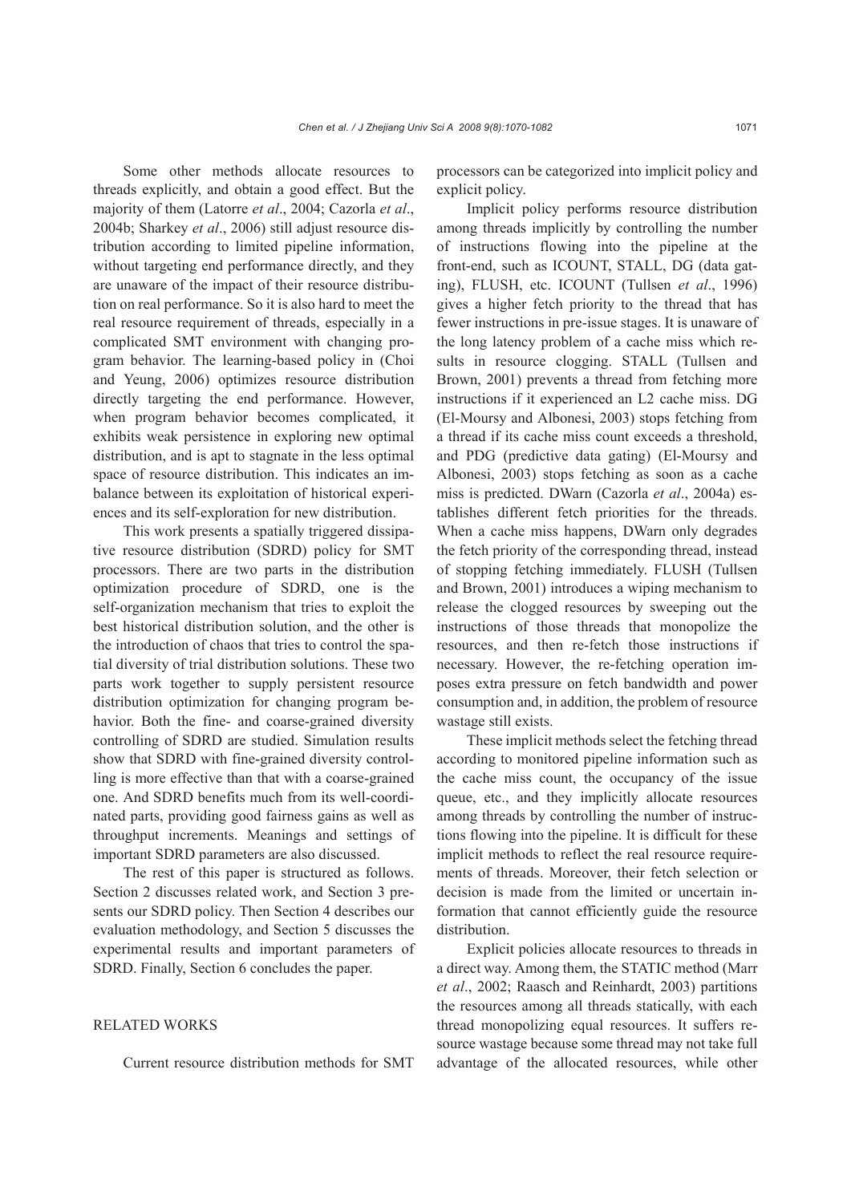Some other methods allocate resources to threads explicitly, and obtain a good effect. But the majority of them (Latorre *et al*., 2004; Cazorla *et al*., 2004b; Sharkey *et al*., 2006) still adjust resource distribution according to limited pipeline information, without targeting end performance directly, and they are unaware of the impact of their resource distribution on real performance. So it is also hard to meet the real resource requirement of threads, especially in a complicated SMT environment with changing program behavior. The learning-based policy in (Choi and Yeung, 2006) optimizes resource distribution directly targeting the end performance. However, when program behavior becomes complicated, it exhibits weak persistence in exploring new optimal distribution, and is apt to stagnate in the less optimal space of resource distribution. This indicates an imbalance between its exploitation of historical experiences and its self-exploration for new distribution.

This work presents a spatially triggered dissipative resource distribution (SDRD) policy for SMT processors. There are two parts in the distribution optimization procedure of SDRD, one is the self-organization mechanism that tries to exploit the best historical distribution solution, and the other is the introduction of chaos that tries to control the spatial diversity of trial distribution solutions. These two parts work together to supply persistent resource distribution optimization for changing program behavior. Both the fine- and coarse-grained diversity controlling of SDRD are studied. Simulation results show that SDRD with fine-grained diversity controlling is more effective than that with a coarse-grained one. And SDRD benefits much from its well-coordinated parts, providing good fairness gains as well as throughput increments. Meanings and settings of important SDRD parameters are also discussed.

The rest of this paper is structured as follows. Section 2 discusses related work, and Section 3 presents our SDRD policy. Then Section 4 describes our evaluation methodology, and Section 5 discusses the experimental results and important parameters of SDRD. Finally, Section 6 concludes the paper.

## RELATED WORKS

Current resource distribution methods for SMT processors can be categorized into implicit policy and explicit policy.

Implicit policy performs resource distribution among threads implicitly by controlling the number of instructions flowing into the pipeline at the front-end, such as ICOUNT, STALL, DG (data gating), FLUSH, etc. ICOUNT (Tullsen *et al*., 1996) gives a higher fetch priority to the thread that has fewer instructions in pre-issue stages. It is unaware of the long latency problem of a cache miss which results in resource clogging. STALL (Tullsen and Brown, 2001) prevents a thread from fetching more instructions if it experienced an L2 cache miss. DG (El-Moursy and Albonesi, 2003) stops fetching from a thread if its cache miss count exceeds a threshold, and PDG (predictive data gating) (El-Moursy and Albonesi, 2003) stops fetching as soon as a cache miss is predicted. DWarn (Cazorla *et al*., 2004a) establishes different fetch priorities for the threads. When a cache miss happens, DWarn only degrades the fetch priority of the corresponding thread, instead of stopping fetching immediately. FLUSH (Tullsen and Brown, 2001) introduces a wiping mechanism to release the clogged resources by sweeping out the instructions of those threads that monopolize the resources, and then re-fetch those instructions if necessary. However, the re-fetching operation imposes extra pressure on fetch bandwidth and power consumption and, in addition, the problem of resource wastage still exists.

These implicit methods select the fetching thread according to monitored pipeline information such as the cache miss count, the occupancy of the issue queue, etc., and they implicitly allocate resources among threads by controlling the number of instructions flowing into the pipeline. It is difficult for these implicit methods to reflect the real resource requirements of threads. Moreover, their fetch selection or decision is made from the limited or uncertain information that cannot efficiently guide the resource distribution.

Explicit policies allocate resources to threads in a direct way. Among them, the STATIC method (Marr *et al*., 2002; Raasch and Reinhardt, 2003) partitions the resources among all threads statically, with each thread monopolizing equal resources. It suffers resource wastage because some thread may not take full advantage of the allocated resources, while other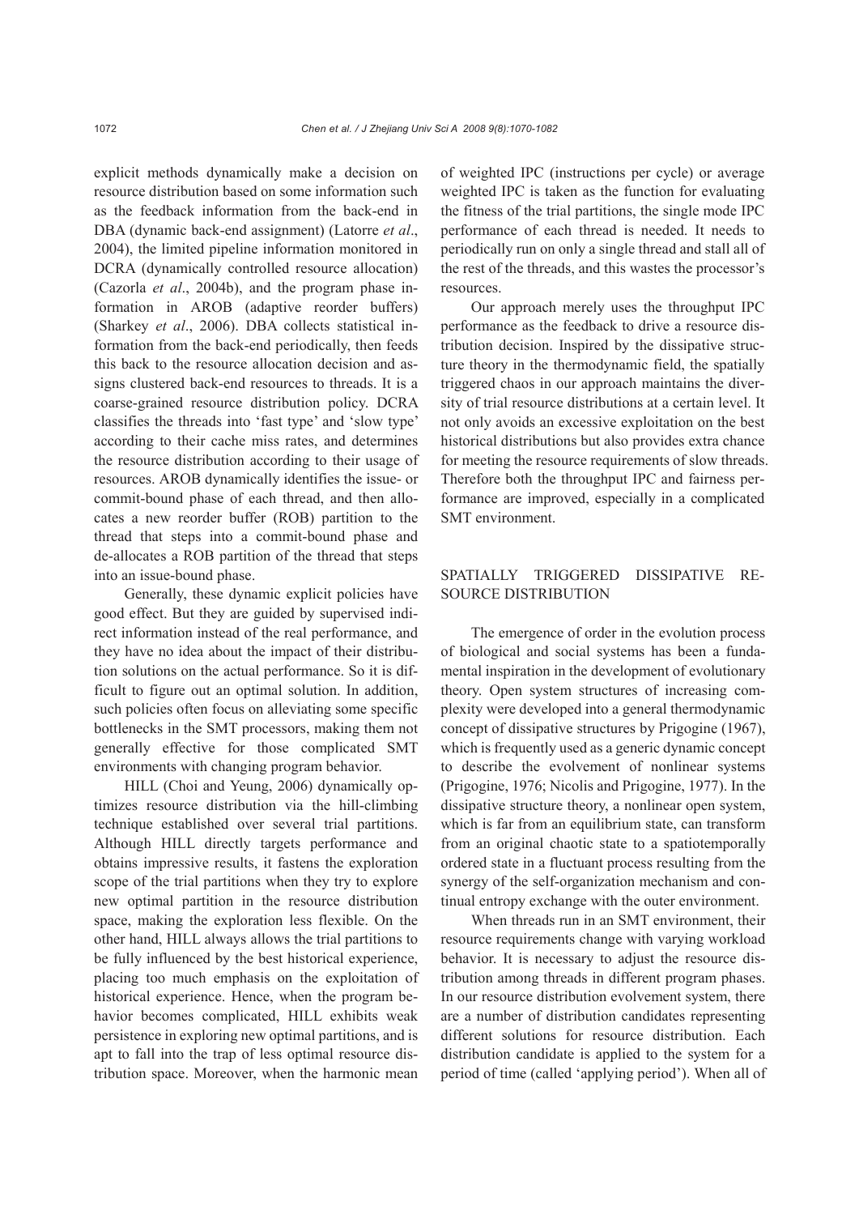explicit methods dynamically make a decision on resource distribution based on some information such as the feedback information from the back-end in DBA (dynamic back-end assignment) (Latorre *et al*., 2004), the limited pipeline information monitored in DCRA (dynamically controlled resource allocation) (Cazorla *et al*., 2004b), and the program phase information in AROB (adaptive reorder buffers) (Sharkey *et al*., 2006). DBA collects statistical information from the back-end periodically, then feeds this back to the resource allocation decision and assigns clustered back-end resources to threads. It is a coarse-grained resource distribution policy. DCRA classifies the threads into 'fast type' and 'slow type' according to their cache miss rates, and determines the resource distribution according to their usage of resources. AROB dynamically identifies the issue- or commit-bound phase of each thread, and then allocates a new reorder buffer (ROB) partition to the thread that steps into a commit-bound phase and de-allocates a ROB partition of the thread that steps into an issue-bound phase.

Generally, these dynamic explicit policies have good effect. But they are guided by supervised indirect information instead of the real performance, and they have no idea about the impact of their distribution solutions on the actual performance. So it is difficult to figure out an optimal solution. In addition, such policies often focus on alleviating some specific bottlenecks in the SMT processors, making them not generally effective for those complicated SMT environments with changing program behavior.

HILL (Choi and Yeung, 2006) dynamically optimizes resource distribution via the hill-climbing technique established over several trial partitions. Although HILL directly targets performance and obtains impressive results, it fastens the exploration scope of the trial partitions when they try to explore new optimal partition in the resource distribution space, making the exploration less flexible. On the other hand, HILL always allows the trial partitions to be fully influenced by the best historical experience, placing too much emphasis on the exploitation of historical experience. Hence, when the program behavior becomes complicated, HILL exhibits weak persistence in exploring new optimal partitions, and is apt to fall into the trap of less optimal resource distribution space. Moreover, when the harmonic mean of weighted IPC (instructions per cycle) or average weighted IPC is taken as the function for evaluating the fitness of the trial partitions, the single mode IPC performance of each thread is needed. It needs to periodically run on only a single thread and stall all of the rest of the threads, and this wastes the processor's resources.

Our approach merely uses the throughput IPC performance as the feedback to drive a resource distribution decision. Inspired by the dissipative structure theory in the thermodynamic field, the spatially triggered chaos in our approach maintains the diversity of trial resource distributions at a certain level. It not only avoids an excessive exploitation on the best historical distributions but also provides extra chance for meeting the resource requirements of slow threads. Therefore both the throughput IPC and fairness performance are improved, especially in a complicated SMT environment.

## SPATIALLY TRIGGERED DISSIPATIVE RESOURCE DISTRIBUTION

The emergence of order in the evolution process of biological and social systems has been a fundamental inspiration in the development of evolutionary theory. Open system structures of increasing complexity were developed into a general thermodynamic concept of dissipative structures by Prigogine (1967), which is frequently used as a generic dynamic concept to describe the evolvement of nonlinear systems (Prigogine, 1976; Nicolis and Prigogine, 1977). In the dissipative structure theory, a nonlinear open system, which is far from an equilibrium state, can transform from an original chaotic state to a spatiotemporally ordered state in a fluctuant process resulting from the synergy of the self-organization mechanism and continual entropy exchange with the outer environment.

When threads run in an SMT environment, their resource requirements change with varying workload behavior. It is necessary to adjust the resource distribution among threads in different program phases. In our resource distribution evolvement system, there are a number of distribution candidates representing different solutions for resource distribution. Each distribution candidate is applied to the system for a period of time (called 'applying period'). When all of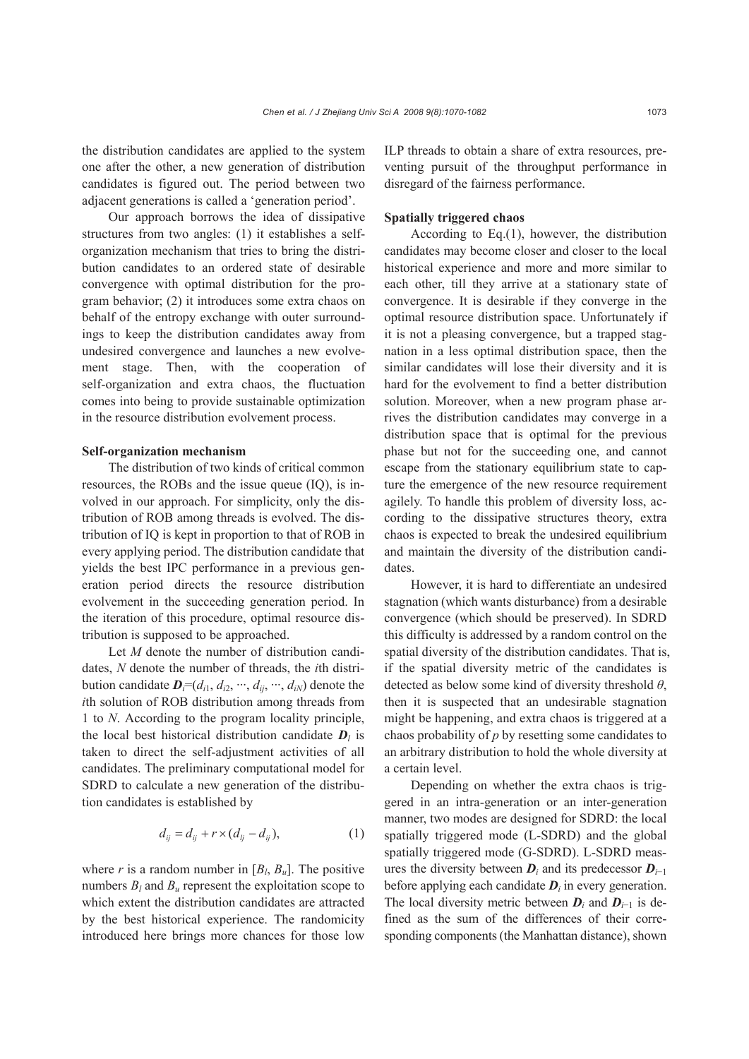the distribution candidates are applied to the system one after the other, a new generation of distribution candidates is figured out. The period between two adjacent generations is called a 'generation period'.

Our approach borrows the idea of dissipative structures from two angles: (1) it establishes a self-organization mechanism that tries to bring the distribution candidates to an ordered state of desirable convergence with optimal distribution for the program behavior; (2) it introduces some extra chaos on behalf of the entropy exchange with outer surroundings to keep the distribution candidates away from undesired convergence and launches a new evolvement stage. Then, with the cooperation of self-organization and extra chaos, the fluctuation comes into being to provide sustainable optimization in the resource distribution evolvement process.

**Self-organization mechanism**

The distribution of two kinds of critical common resources, the ROBs and the issue queue (IQ), is involved in our approach. For simplicity, only the distribution of ROB among threads is evolved. The distribution of IQ is kept in proportion to that of ROB in every applying period. The distribution candidate that yields the best IPC performance in a previous generation period directs the resource distribution evolvement in the succeeding generation period. In the iteration of this procedure, optimal resource distribution is supposed to be approached.

Let $M$ denote the number of distribution candidates, $N$ denote the number of threads, the $i$th distribution candidate $\boldsymbol{D}_i=(d_{i1}, d_{i2}, \cdots, d_{ij}, \cdots, d_{iN})$ denote the $i$th solution of ROB distribution among threads from 1 to $N$. According to the program locality principle, the local best historical distribution candidate $\boldsymbol{D}_l$ is taken to direct the self-adjustment activities of all candidates. The preliminary computational model for SDRD to calculate a new generation of the distribution candidates is established by

$$d_{ij} = d_{ij} + r \times (d_{lj} - d_{ij}), \tag{1}$$

where $r$ is a random number in $[B_l, B_u]$. The positive numbers $B_l$ and $B_u$ represent the exploitation scope to which extent the distribution candidates are attracted by the best historical experience. The randomicity introduced here brings more chances for those low ILP threads to obtain a share of extra resources, preventing pursuit of the throughput performance in disregard of the fairness performance.

**Spatially triggered chaos**

According to Eq.(1), however, the distribution candidates may become closer and closer to the local historical experience and more and more similar to each other, till they arrive at a stationary state of convergence. It is desirable if they converge in the optimal resource distribution space. Unfortunately if it is not a pleasing convergence, but a trapped stagnation in a less optimal distribution space, then the similar candidates will lose their diversity and it is hard for the evolvement to find a better distribution solution. Moreover, when a new program phase arrives the distribution candidates may converge in a distribution space that is optimal for the previous phase but not for the succeeding one, and cannot escape from the stationary equilibrium state to capture the emergence of the new resource requirement agilely. To handle this problem of diversity loss, according to the dissipative structures theory, extra chaos is expected to break the undesired equilibrium and maintain the diversity of the distribution candidates.

However, it is hard to differentiate an undesired stagnation (which wants disturbance) from a desirable convergence (which should be preserved). In SDRD this difficulty is addressed by a random control on the spatial diversity of the distribution candidates. That is, if the spatial diversity metric of the candidates is detected as below some kind of diversity threshold $\theta$, then it is suspected that an undesirable stagnation might be happening, and extra chaos is triggered at a chaos probability of $p$ by resetting some candidates to an arbitrary distribution to hold the whole diversity at a certain level.

Depending on whether the extra chaos is triggered in an intra-generation or an inter-generation manner, two modes are designed for SDRD: the local spatially triggered mode (L-SDRD) and the global spatially triggered mode (G-SDRD). L-SDRD measures the diversity between $\boldsymbol{D}_i$ and its predecessor $\boldsymbol{D}_{i-1}$ before applying each candidate $\boldsymbol{D}_i$ in every generation. The local diversity metric between $\boldsymbol{D}_i$ and $\boldsymbol{D}_{i-1}$ is defined as the sum of the differences of their corresponding components (the Manhattan distance), shown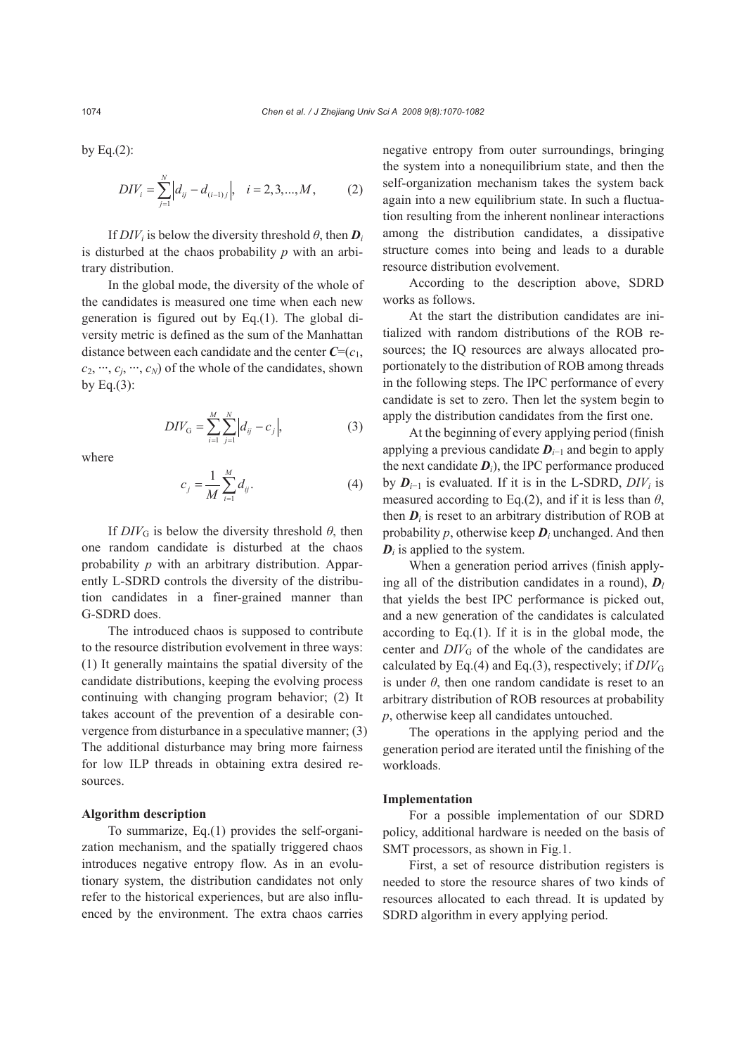by Eq.(2):

$$DIV_i = \sum_{j=1}^{N} \left| d_{ij} - d_{(i-1)j} \right|, \quad i = 2, 3, ..., M, \tag{2}$$

If $DIV_i$ is below the diversity threshold $\theta$, then $\boldsymbol{D}_i$ is disturbed at the chaos probability $p$ with an arbitrary distribution.

In the global mode, the diversity of the whole of the candidates is measured one time when each new generation is figured out by Eq.(1). The global diversity metric is defined as the sum of the Manhattan distance between each candidate and the center $\boldsymbol{C}=(c_1, c_2, \cdots, c_j, \cdots, c_N)$ of the whole of the candidates, shown by Eq.(3):

$$DIV_{\mathrm{G}} = \sum_{i=1}^{M} \sum_{j=1}^{N} \left| d_{ij} - c_j \right|, \tag{3}$$

where

$$c_j = \frac{1}{M} \sum_{i=1}^{M} d_{ij}. \tag{4}$$

If $DIV_{\mathrm{G}}$ is below the diversity threshold $\theta$, then one random candidate is disturbed at the chaos probability $p$ with an arbitrary distribution. Apparently L-SDRD controls the diversity of the distribution candidates in a finer-grained manner than G-SDRD does.

The introduced chaos is supposed to contribute to the resource distribution evolvement in three ways: (1) It generally maintains the spatial diversity of the candidate distributions, keeping the evolving process continuing with changing program behavior; (2) It takes account of the prevention of a desirable convergence from disturbance in a speculative manner; (3) The additional disturbance may bring more fairness for low ILP threads in obtaining extra desired resources.

**Algorithm description**

To summarize, Eq.(1) provides the self-organization mechanism, and the spatially triggered chaos introduces negative entropy flow. As in an evolutionary system, the distribution candidates not only refer to the historical experiences, but are also influenced by the environment. The extra chaos carries negative entropy from outer surroundings, bringing the system into a nonequilibrium state, and then the self-organization mechanism takes the system back again into a new equilibrium state. In such a fluctuation resulting from the inherent nonlinear interactions among the distribution candidates, a dissipative structure comes into being and leads to a durable resource distribution evolvement.

According to the description above, SDRD works as follows.

At the start the distribution candidates are initialized with random distributions of the ROB resources; the IQ resources are always allocated proportionately to the distribution of ROB among threads in the following steps. The IPC performance of every candidate is set to zero. Then let the system begin to apply the distribution candidates from the first one.

At the beginning of every applying period (finish applying a previous candidate $\boldsymbol{D}_{i-1}$ and begin to apply the next candidate $\boldsymbol{D}_i$), the IPC performance produced by $\boldsymbol{D}_{i-1}$ is evaluated. If it is in the L-SDRD, $DIV_i$ is measured according to Eq.(2), and if it is less than $\theta$, then $\boldsymbol{D}_i$ is reset to an arbitrary distribution of ROB at probability $p$, otherwise keep $\boldsymbol{D}_i$ unchanged. And then $\boldsymbol{D}_i$ is applied to the system.

When a generation period arrives (finish applying all of the distribution candidates in a round), $\boldsymbol{D}_l$ that yields the best IPC performance is picked out, and a new generation of the candidates is calculated according to Eq.(1). If it is in the global mode, the center and $DIV_{\mathrm{G}}$ of the whole of the candidates are calculated by Eq.(4) and Eq.(3), respectively; if $DIV_{\mathrm{G}}$ is under $\theta$, then one random candidate is reset to an arbitrary distribution of ROB resources at probability $p$, otherwise keep all candidates untouched.

The operations in the applying period and the generation period are iterated until the finishing of the workloads.

**Implementation**

For a possible implementation of our SDRD policy, additional hardware is needed on the basis of SMT processors, as shown in Fig.1.

First, a set of resource distribution registers is needed to store the resource shares of two kinds of resources allocated to each thread. It is updated by SDRD algorithm in every applying period.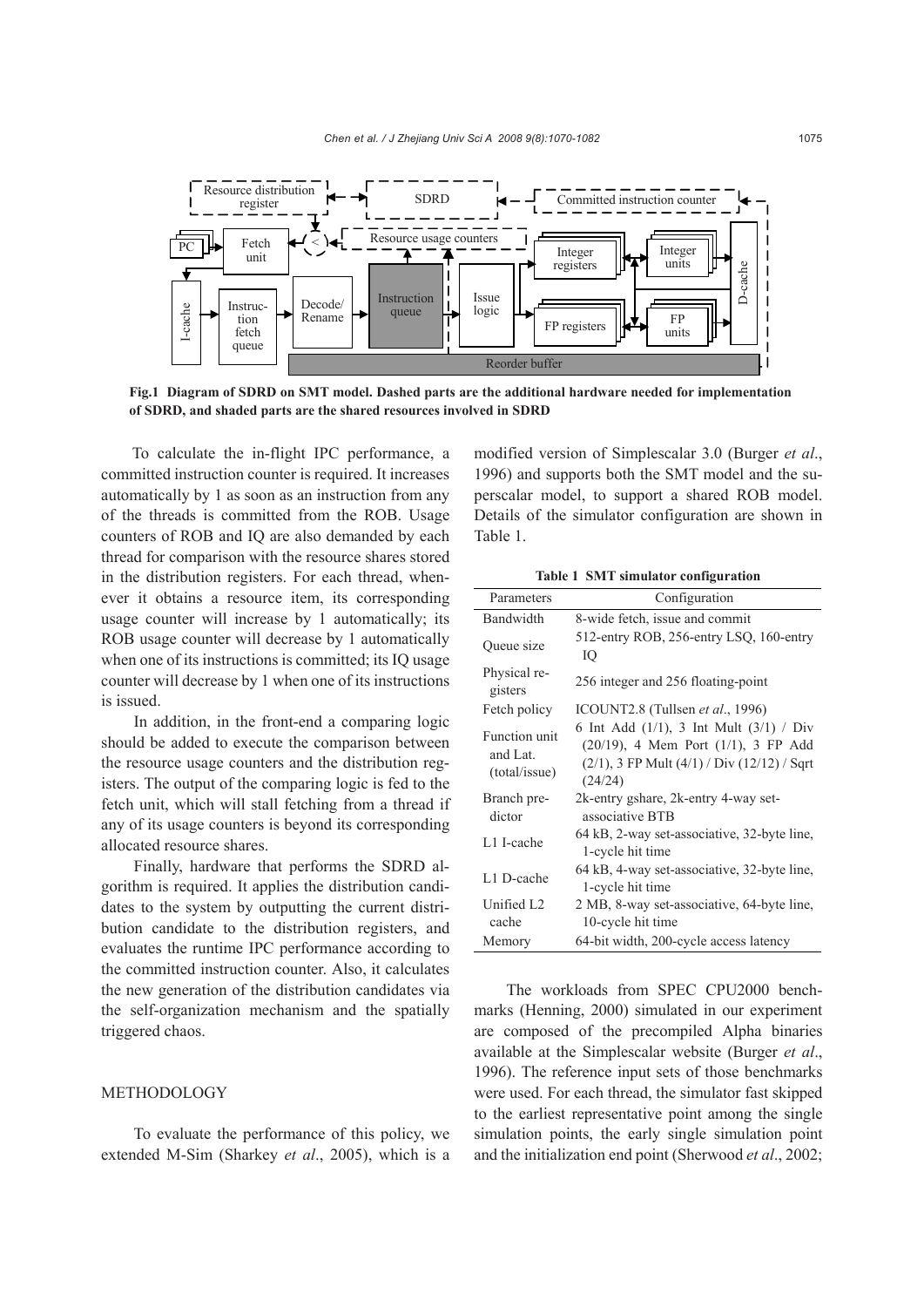**Fig.1 Diagram of SDRD on SMT model. Dashed parts are the additional hardware needed for implementation of SDRD, and shaded parts are the shared resources involved in SDRD**

To calculate the in-flight IPC performance, a committed instruction counter is required. It increases automatically by 1 as soon as an instruction from any of the threads is committed from the ROB. Usage counters of ROB and IQ are also demanded by each thread for comparison with the resource shares stored in the distribution registers. For each thread, whenever it obtains a resource item, its corresponding usage counter will increase by 1 automatically; its ROB usage counter will decrease by 1 automatically when one of its instructions is committed; its IQ usage counter will decrease by 1 when one of its instructions is issued.

In addition, in the front-end a comparing logic should be added to execute the comparison between the resource usage counters and the distribution registers. The output of the comparing logic is fed to the fetch unit, which will stall fetching from a thread if any of its usage counters is beyond its corresponding allocated resource shares.

Finally, hardware that performs the SDRD algorithm is required. It applies the distribution candidates to the system by outputting the current distribution candidate to the distribution registers, and evaluates the runtime IPC performance according to the committed instruction counter. Also, it calculates the new generation of the distribution candidates via the self-organization mechanism and the spatially triggered chaos.

## METHODOLOGY

To evaluate the performance of this policy, we extended M-Sim (Sharkey *et al*., 2005), which is a modified version of Simplescalar 3.0 (Burger *et al*., 1996) and supports both the SMT model and the superscalar model, to support a shared ROB model. Details of the simulator configuration are shown in Table 1.

**Table 1 SMT simulator configuration**

| Parameters | Configuration |
|---|---|
| Bandwidth | 8-wide fetch, issue and commit |
| Queue size | 512-entry ROB, 256-entry LSQ, 160-entry IQ |
| Physical registers | 256 integer and 256 floating-point |
| Fetch policy | ICOUNT2.8 (Tullsen *et al*., 1996) |
| Function unit and Lat. (total/issue) | 6 Int Add (1/1), 3 Int Mult (3/1) / Div (20/19), 4 Mem Port (1/1), 3 FP Add (2/1), 3 FP Mult (4/1) / Div (12/12) / Sqrt (24/24) |
| Branch predictor | 2k-entry gshare, 2k-entry 4-way set-associative BTB |
| L1 I-cache | 64 kB, 2-way set-associative, 32-byte line, 1-cycle hit time |
| L1 D-cache | 64 kB, 4-way set-associative, 32-byte line, 1-cycle hit time |
| Unified L2 cache | 2 MB, 8-way set-associative, 64-byte line, 10-cycle hit time |
| Memory | 64-bit width, 200-cycle access latency |

The workloads from SPEC CPU2000 benchmarks (Henning, 2000) simulated in our experiment are composed of the precompiled Alpha binaries available at the Simplescalar website (Burger *et al*., 1996). The reference input sets of those benchmarks were used. For each thread, the simulator fast skipped to the earliest representative point among the single simulation points, the early single simulation point and the initialization end point (Sherwood *et al*., 2002;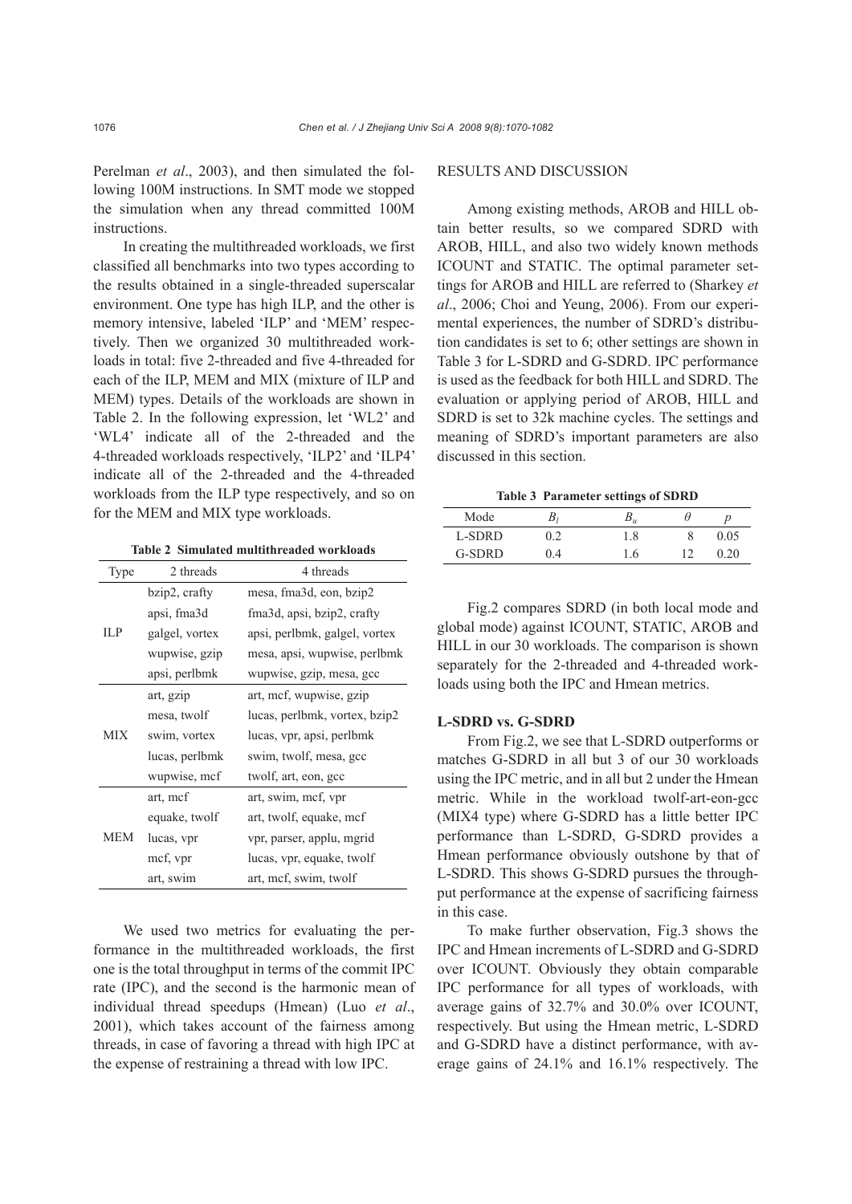Perelman *et al*., 2003), and then simulated the following 100M instructions. In SMT mode we stopped the simulation when any thread committed 100M instructions.

In creating the multithreaded workloads, we first classified all benchmarks into two types according to the results obtained in a single-threaded superscalar environment. One type has high ILP, and the other is memory intensive, labeled 'ILP' and 'MEM' respectively. Then we organized 30 multithreaded workloads in total: five 2-threaded and five 4-threaded for each of the ILP, MEM and MIX (mixture of ILP and MEM) types. Details of the workloads are shown in Table 2. In the following expression, let 'WL2' and 'WL4' indicate all of the 2-threaded and the 4-threaded workloads respectively, 'ILP2' and 'ILP4' indicate all of the 2-threaded and the 4-threaded workloads from the ILP type respectively, and so on for the MEM and MIX type workloads.

**Table 2 Simulated multithreaded workloads**

| Type | 2 threads | 4 threads |
|---|---|---|
| ILP | bzip2, crafty | mesa, fma3d, eon, bzip2 |
| | apsi, fma3d | fma3d, apsi, bzip2, crafty |
| | galgel, vortex | apsi, perlbmk, galgel, vortex |
| | wupwise, gzip | mesa, apsi, wupwise, perlbmk |
| | apsi, perlbmk | wupwise, gzip, mesa, gcc |
| MIX | art, gzip | art, mcf, wupwise, gzip |
| | mesa, twolf | lucas, perlbmk, vortex, bzip2 |
| | swim, vortex | lucas, vpr, apsi, perlbmk |
| | lucas, perlbmk | swim, twolf, mesa, gcc |
| | wupwise, mcf | twolf, art, eon, gcc |
| MEM | art, mcf | art, swim, mcf, vpr |
| | equake, twolf | art, twolf, equake, mcf |
| | lucas, vpr | vpr, parser, applu, mgrid |
| | mcf, vpr | lucas, vpr, equake, twolf |
| | art, swim | art, mcf, swim, twolf |

We used two metrics for evaluating the performance in the multithreaded workloads, the first one is the total throughput in terms of the commit IPC rate (IPC), and the second is the harmonic mean of individual thread speedups (Hmean) (Luo *et al*., 2001), which takes account of the fairness among threads, in case of favoring a thread with high IPC at the expense of restraining a thread with low IPC.

## RESULTS AND DISCUSSION

Among existing methods, AROB and HILL obtain better results, so we compared SDRD with AROB, HILL, and also two widely known methods ICOUNT and STATIC. The optimal parameter settings for AROB and HILL are referred to (Sharkey *et al*., 2006; Choi and Yeung, 2006). From our experimental experiences, the number of SDRD's distribution candidates is set to 6; other settings are shown in Table 3 for L-SDRD and G-SDRD. IPC performance is used as the feedback for both HILL and SDRD. The evaluation or applying period of AROB, HILL and SDRD is set to 32k machine cycles. The settings and meaning of SDRD's important parameters are also discussed in this section.

**Table 3 Parameter settings of SDRD**

| Mode | $B_l$ | $B_u$ | $\theta$ | $p$ |
|---|---|---|---|---|
| L-SDRD | 0.2 | 1.8 | 8 | 0.05 |
| G-SDRD | 0.4 | 1.6 | 12 | 0.20 |

Fig.2 compares SDRD (in both local mode and global mode) against ICOUNT, STATIC, AROB and HILL in our 30 workloads. The comparison is shown separately for the 2-threaded and 4-threaded workloads using both the IPC and Hmean metrics.

### L-SDRD vs. G-SDRD

From Fig.2, we see that L-SDRD outperforms or matches G-SDRD in all but 3 of our 30 workloads using the IPC metric, and in all but 2 under the Hmean metric. While in the workload twolf-art-eon-gcc (MIX4 type) where G-SDRD has a little better IPC performance than L-SDRD, G-SDRD provides a Hmean performance obviously outshone by that of L-SDRD. This shows G-SDRD pursues the throughput performance at the expense of sacrificing fairness in this case.

To make further observation, Fig.3 shows the IPC and Hmean increments of L-SDRD and G-SDRD over ICOUNT. Obviously they obtain comparable IPC performance for all types of workloads, with average gains of 32.7% and 30.0% over ICOUNT, respectively. But using the Hmean metric, L-SDRD and G-SDRD have a distinct performance, with average gains of 24.1% and 16.1% respectively. The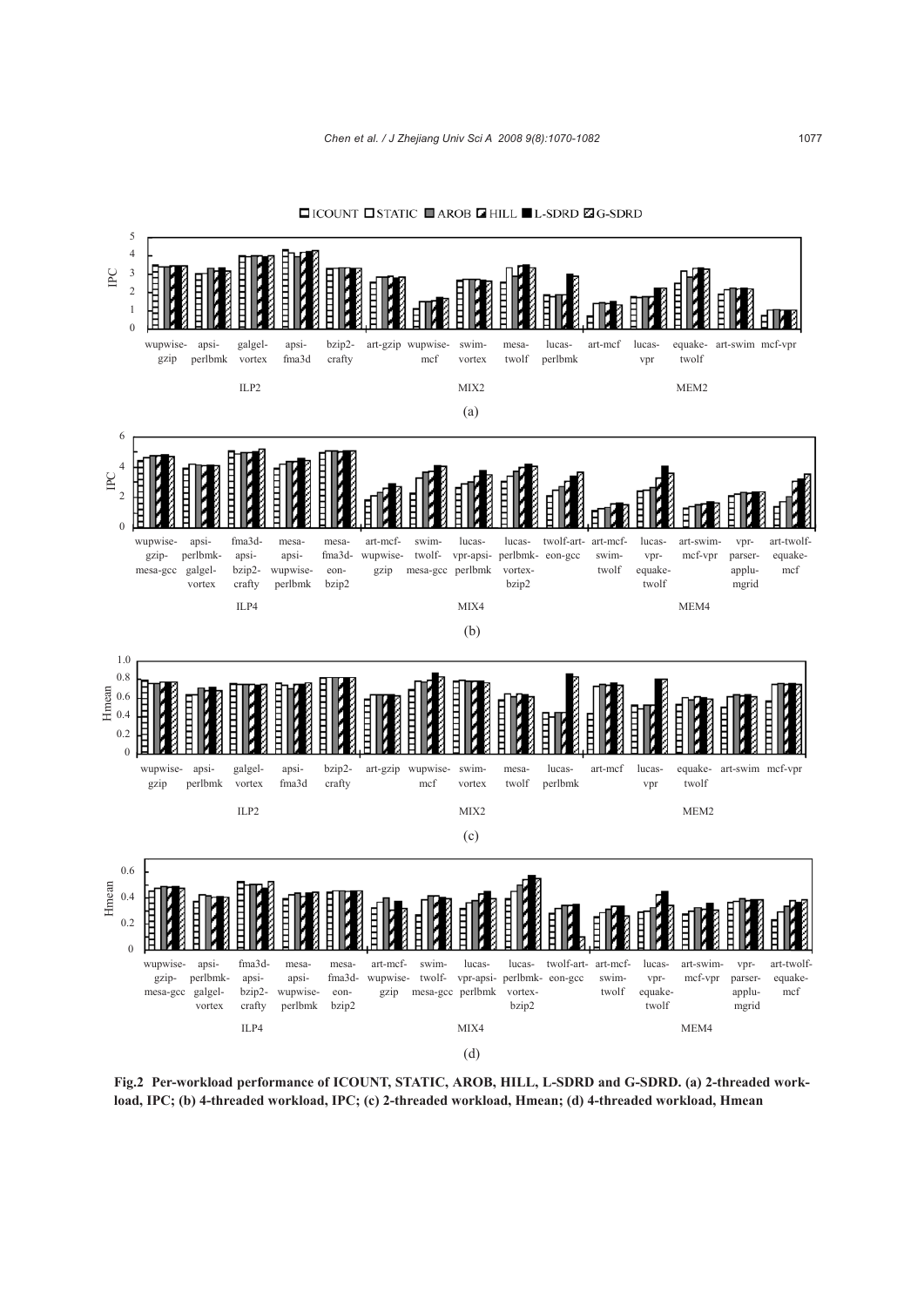Fig.2 Per-workload performance of ICOUNT, STATIC, AROB, HILL, L-SDRD and G-SDRD. (a) 2-threaded workload, IPC; (b) 4-threaded workload, IPC; (c) 2-threaded workload, Hmean; (d) 4-threaded workload, Hmean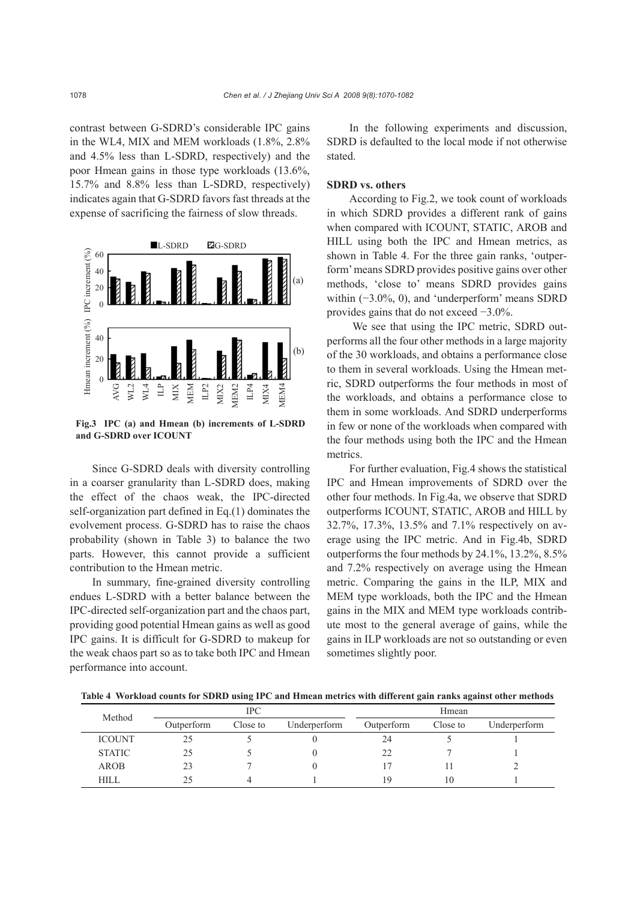contrast between G-SDRD's considerable IPC gains in the WL4, MIX and MEM workloads (1.8%, 2.8% and 4.5% less than L-SDRD, respectively) and the poor Hmean gains in those type workloads (13.6%, 15.7% and 8.8% less than L-SDRD, respectively) indicates again that G-SDRD favors fast threads at the expense of sacrificing the fairness of slow threads.

**Fig.3 IPC (a) and Hmean (b) increments of L-SDRD and G-SDRD over ICOUNT**

Since G-SDRD deals with diversity controlling in a coarser granularity than L-SDRD does, making the effect of the chaos weak, the IPC-directed self-organization part defined in Eq.(1) dominates the evolvement process. G-SDRD has to raise the chaos probability (shown in Table 3) to balance the two parts. However, this cannot provide a sufficient contribution to the Hmean metric.

In summary, fine-grained diversity controlling endues L-SDRD with a better balance between the IPC-directed self-organization part and the chaos part, providing good potential Hmean gains as well as good IPC gains. It is difficult for G-SDRD to makeup for the weak chaos part so as to take both IPC and Hmean performance into account.

In the following experiments and discussion, SDRD is defaulted to the local mode if not otherwise stated.

### SDRD vs. others

According to Fig.2, we took count of workloads in which SDRD provides a different rank of gains when compared with ICOUNT, STATIC, AROB and HILL using both the IPC and Hmean metrics, as shown in Table 4. For the three gain ranks, 'outperform' means SDRD provides positive gains over other methods, 'close to' means SDRD provides gains within (−3.0%, 0), and 'underperform' means SDRD provides gains that do not exceed −3.0%.

We see that using the IPC metric, SDRD outperforms all the four other methods in a large majority of the 30 workloads, and obtains a performance close to them in several workloads. Using the Hmean metric, SDRD outperforms the four methods in most of the workloads, and obtains a performance close to them in some workloads. And SDRD underperforms in few or none of the workloads when compared with the four methods using both the IPC and the Hmean metrics.

For further evaluation, Fig.4 shows the statistical IPC and Hmean improvements of SDRD over the other four methods. In Fig.4a, we observe that SDRD outperforms ICOUNT, STATIC, AROB and HILL by 32.7%, 17.3%, 13.5% and 7.1% respectively on average using the IPC metric. And in Fig.4b, SDRD outperforms the four methods by 24.1%, 13.2%, 8.5% and 7.2% respectively on average using the Hmean metric. Comparing the gains in the ILP, MIX and MEM type workloads, both the IPC and the Hmean gains in the MIX and MEM type workloads contribute most to the general average of gains, while the gains in ILP workloads are not so outstanding or even sometimes slightly poor.

**Table 4 Workload counts for SDRD using IPC and Hmean metrics with different gain ranks against other methods**

| Method | IPC | | | Hmean | | |
|---|---|---|---|---|---|---|
| | Outperform | Close to | Underperform | Outperform | Close to | Underperform |
| ICOUNT | 25 | 5 | 0 | 24 | 5 | 1 |
| STATIC | 25 | 5 | 0 | 22 | 7 | 1 |
| AROB | 23 | 7 | 0 | 17 | 11 | 2 |
| HILL | 25 | 4 | 1 | 19 | 10 | 1 |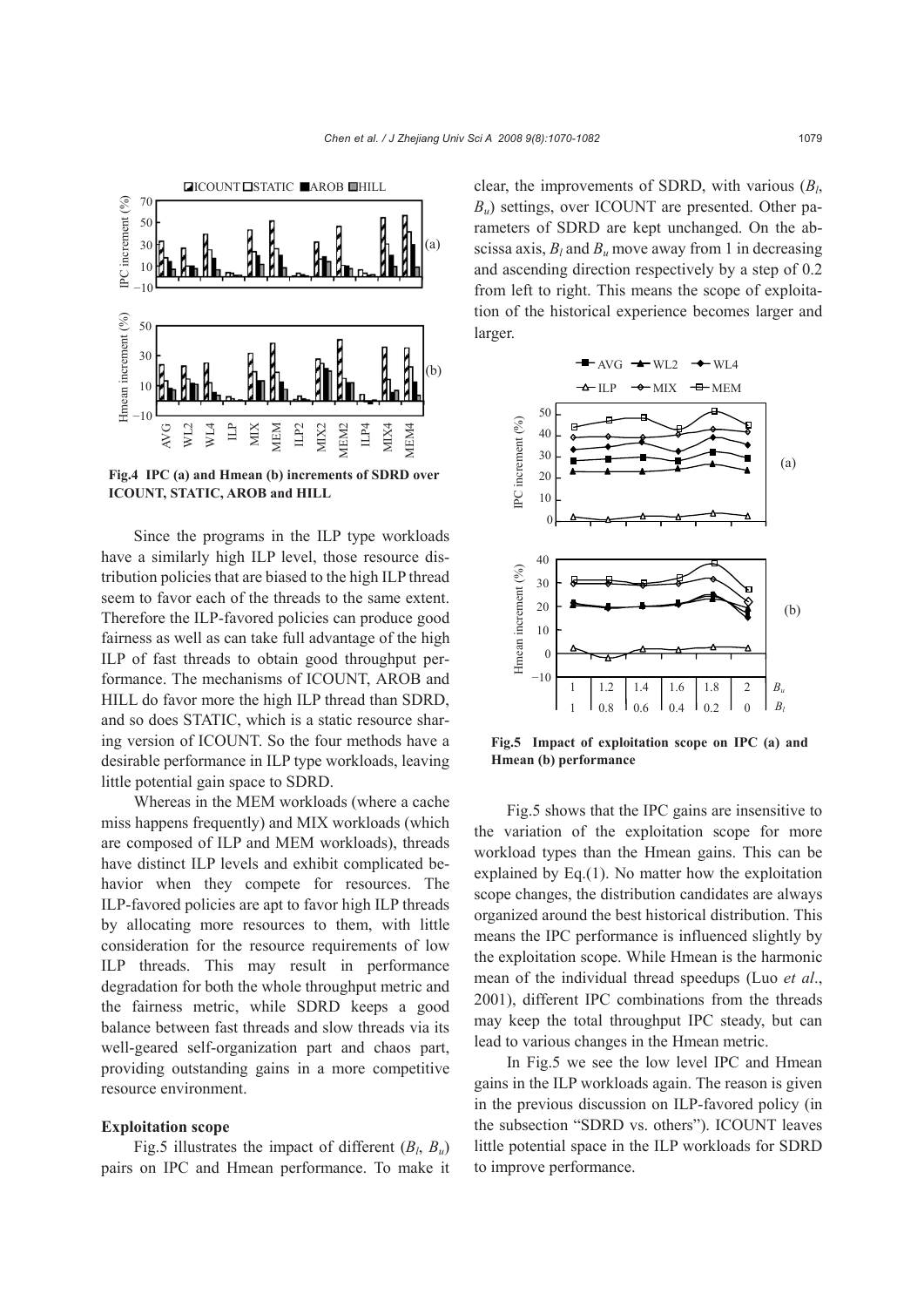Fig.4 IPC (a) and Hmean (b) increments of SDRD over ICOUNT, STATIC, AROB and HILL

Since the programs in the ILP type workloads have a similarly high ILP level, those resource distribution policies that are biased to the high ILP thread seem to favor each of the threads to the same extent. Therefore the ILP-favored policies can produce good fairness as well as can take full advantage of the high ILP of fast threads to obtain good throughput performance. The mechanisms of ICOUNT, AROB and HILL do favor more the high ILP thread than SDRD, and so does STATIC, which is a static resource sharing version of ICOUNT. So the four methods have a desirable performance in ILP type workloads, leaving little potential gain space to SDRD.

Whereas in the MEM workloads (where a cache miss happens frequently) and MIX workloads (which are composed of ILP and MEM workloads), threads have distinct ILP levels and exhibit complicated behavior when they compete for resources. The ILP-favored policies are apt to favor high ILP threads by allocating more resources to them, with little consideration for the resource requirements of low ILP threads. This may result in performance degradation for both the whole throughput metric and the fairness metric, while SDRD keeps a good balance between fast threads and slow threads via its well-geared self-organization part and chaos part, providing outstanding gains in a more competitive resource environment.

**Exploitation scope**

Fig.5 illustrates the impact of different ($B_l$, $B_u$) pairs on IPC and Hmean performance. To make it clear, the improvements of SDRD, with various ($B_l$, $B_u$) settings, over ICOUNT are presented. Other parameters of SDRD are kept unchanged. On the abscissa axis, $B_l$ and $B_u$ move away from 1 in decreasing and ascending direction respectively by a step of 0.2 from left to right. This means the scope of exploitation of the historical experience becomes larger and larger.

Fig.5 Impact of exploitation scope on IPC (a) and Hmean (b) performance

Fig.5 shows that the IPC gains are insensitive to the variation of the exploitation scope for more workload types than the Hmean gains. This can be explained by Eq.(1). No matter how the exploitation scope changes, the distribution candidates are always organized around the best historical distribution. This means the IPC performance is influenced slightly by the exploitation scope. While Hmean is the harmonic mean of the individual thread speedups (Luo *et al*., 2001), different IPC combinations from the threads may keep the total throughput IPC steady, but can lead to various changes in the Hmean metric.

In Fig.5 we see the low level IPC and Hmean gains in the ILP workloads again. The reason is given in the previous discussion on ILP-favored policy (in the subsection "SDRD vs. others"). ICOUNT leaves little potential space in the ILP workloads for SDRD to improve performance.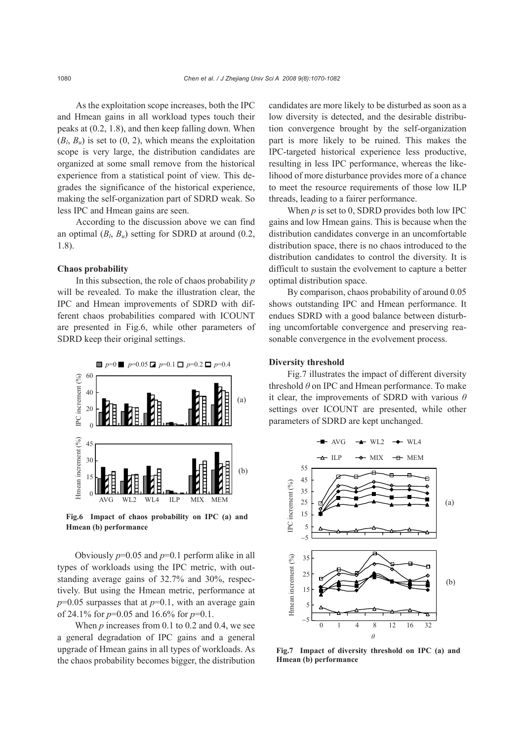As the exploitation scope increases, both the IPC and Hmean gains in all workload types touch their peaks at (0.2, 1.8), and then keep falling down. When ($B_l$, $B_u$) is set to (0, 2), which means the exploitation scope is very large, the distribution candidates are organized at some small remove from the historical experience from a statistical point of view. This degrades the significance of the historical experience, making the self-organization part of SDRD weak. So less IPC and Hmean gains are seen.

According to the discussion above we can find an optimal ($B_l$, $B_u$) setting for SDRD at around (0.2, 1.8).

**Chaos probability**

In this subsection, the role of chaos probability $p$ will be revealed. To make the illustration clear, the IPC and Hmean improvements of SDRD with different chaos probabilities compared with ICOUNT are presented in Fig.6, while other parameters of SDRD keep their original settings.

**Fig.6 Impact of chaos probability on IPC (a) and Hmean (b) performance**

Obviously $p$=0.05 and $p$=0.1 perform alike in all types of workloads using the IPC metric, with outstanding average gains of 32.7% and 30%, respectively. But using the Hmean metric, performance at $p$=0.05 surpasses that at $p$=0.1, with an average gain of 24.1% for $p$=0.05 and 16.6% for $p$=0.1.

When $p$ increases from 0.1 to 0.2 and 0.4, we see a general degradation of IPC gains and a general upgrade of Hmean gains in all types of workloads. As the chaos probability becomes bigger, the distribution candidates are more likely to be disturbed as soon as a low diversity is detected, and the desirable distribution convergence brought by the self-organization part is more likely to be ruined. This makes the IPC-targeted historical experience less productive, resulting in less IPC performance, whereas the likelihood of more disturbance provides more of a chance to meet the resource requirements of those low ILP threads, leading to a fairer performance.

When $p$ is set to 0, SDRD provides both low IPC gains and low Hmean gains. This is because when the distribution candidates converge in an uncomfortable distribution space, there is no chaos introduced to the distribution candidates to control the diversity. It is difficult to sustain the evolvement to capture a better optimal distribution space.

By comparison, chaos probability of around 0.05 shows outstanding IPC and Hmean performance. It endues SDRD with a good balance between disturbing uncomfortable convergence and preserving reasonable convergence in the evolvement process.

**Diversity threshold**

Fig.7 illustrates the impact of different diversity threshold $\theta$ on IPC and Hmean performance. To make it clear, the improvements of SDRD with various $\theta$ settings over ICOUNT are presented, while other parameters of SDRD are kept unchanged.

**Fig.7 Impact of diversity threshold on IPC (a) and Hmean (b) performance**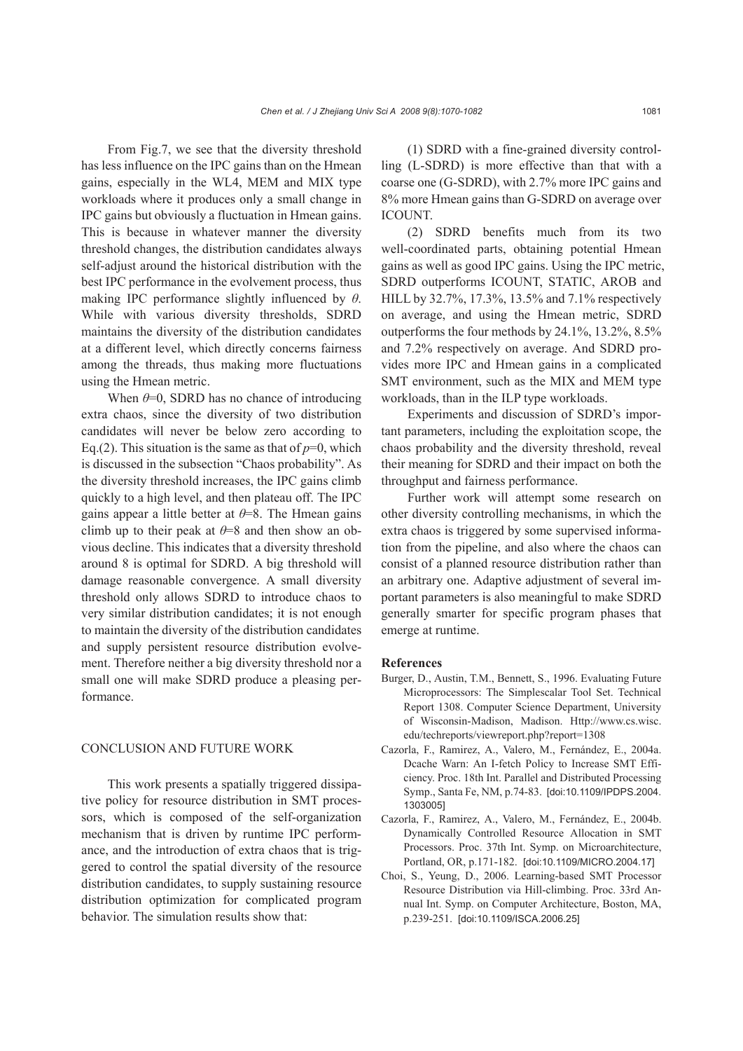From Fig.7, we see that the diversity threshold has less influence on the IPC gains than on the Hmean gains, especially in the WL4, MEM and MIX type workloads where it produces only a small change in IPC gains but obviously a fluctuation in Hmean gains. This is because in whatever manner the diversity threshold changes, the distribution candidates always self-adjust around the historical distribution with the best IPC performance in the evolvement process, thus making IPC performance slightly influenced by $\theta$. While with various diversity thresholds, SDRD maintains the diversity of the distribution candidates at a different level, which directly concerns fairness among the threads, thus making more fluctuations using the Hmean metric.

When $\theta$=0, SDRD has no chance of introducing extra chaos, since the diversity of two distribution candidates will never be below zero according to Eq.(2). This situation is the same as that of $p$=0, which is discussed in the subsection "Chaos probability". As the diversity threshold increases, the IPC gains climb quickly to a high level, and then plateau off. The IPC gains appear a little better at $\theta$=8. The Hmean gains climb up to their peak at $\theta$=8 and then show an obvious decline. This indicates that a diversity threshold around 8 is optimal for SDRD. A big threshold will damage reasonable convergence. A small diversity threshold only allows SDRD to introduce chaos to very similar distribution candidates; it is not enough to maintain the diversity of the distribution candidates and supply persistent resource distribution evolvement. Therefore neither a big diversity threshold nor a small one will make SDRD produce a pleasing performance.

## CONCLUSION AND FUTURE WORK

This work presents a spatially triggered dissipative policy for resource distribution in SMT processors, which is composed of the self-organization mechanism that is driven by runtime IPC performance, and the introduction of extra chaos that is triggered to control the spatial diversity of the resource distribution candidates, to supply sustaining resource distribution optimization for complicated program behavior. The simulation results show that:

(1) SDRD with a fine-grained diversity controlling (L-SDRD) is more effective than that with a coarse one (G-SDRD), with 2.7% more IPC gains and 8% more Hmean gains than G-SDRD on average over ICOUNT.

(2) SDRD benefits much from its two well-coordinated parts, obtaining potential Hmean gains as well as good IPC gains. Using the IPC metric, SDRD outperforms ICOUNT, STATIC, AROB and HILL by 32.7%, 17.3%, 13.5% and 7.1% respectively on average, and using the Hmean metric, SDRD outperforms the four methods by 24.1%, 13.2%, 8.5% and 7.2% respectively on average. And SDRD provides more IPC and Hmean gains in a complicated SMT environment, such as the MIX and MEM type workloads, than in the ILP type workloads.

Experiments and discussion of SDRD's important parameters, including the exploitation scope, the chaos probability and the diversity threshold, reveal their meaning for SDRD and their impact on both the throughput and fairness performance.

Further work will attempt some research on other diversity controlling mechanisms, in which the extra chaos is triggered by some supervised information from the pipeline, and also where the chaos can consist of a planned resource distribution rather than an arbitrary one. Adaptive adjustment of several important parameters is also meaningful to make SDRD generally smarter for specific program phases that emerge at runtime.

### References

Burger, D., Austin, T.M., Bennett, S., 1996. Evaluating Future Microprocessors: The Simplescalar Tool Set. Technical Report 1308. Computer Science Department, University of Wisconsin-Madison, Madison. Http://www.cs.wisc.edu/techreports/viewreport.php?report=1308

Cazorla, F., Ramirez, A., Valero, M., Fernández, E., 2004a. Dcache Warn: An I-fetch Policy to Increase SMT Efficiency. Proc. 18th Int. Parallel and Distributed Processing Symp., Santa Fe, NM, p.74-83. [doi:10.1109/IPDPS.2004.1303005]

Cazorla, F., Ramirez, A., Valero, M., Fernández, E., 2004b. Dynamically Controlled Resource Allocation in SMT Processors. Proc. 37th Int. Symp. on Microarchitecture, Portland, OR, p.171-182. [doi:10.1109/MICRO.2004.17]

Choi, S., Yeung, D., 2006. Learning-based SMT Processor Resource Distribution via Hill-climbing. Proc. 33rd Annual Int. Symp. on Computer Architecture, Boston, MA, p.239-251. [doi:10.1109/ISCA.2006.25]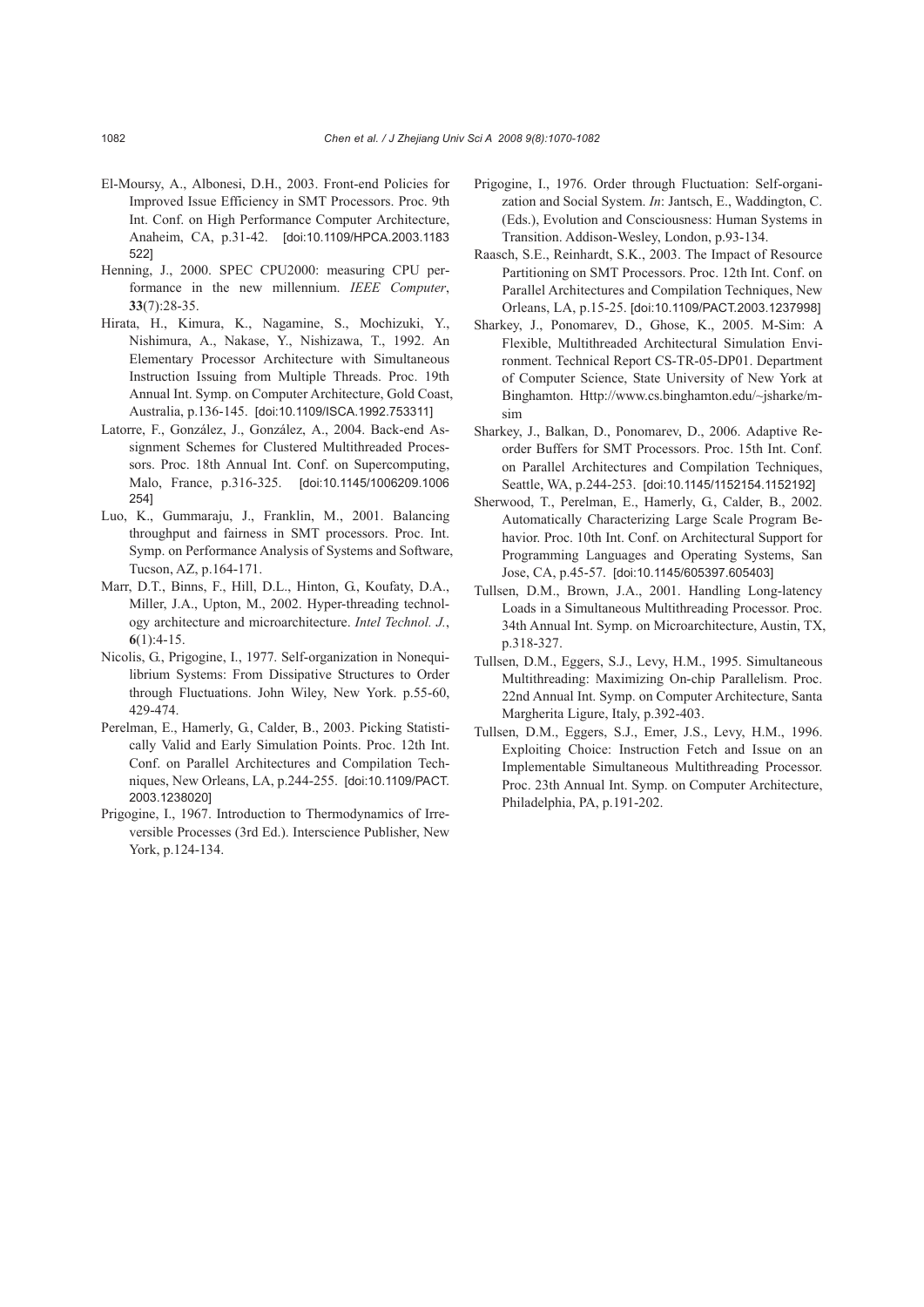El-Moursy, A., Albonesi, D.H., 2003. Front-end Policies for Improved Issue Efficiency in SMT Processors. Proc. 9th Int. Conf. on High Performance Computer Architecture, Anaheim, CA, p.31-42. [doi:10.1109/HPCA.2003.1183522]

Henning, J., 2000. SPEC CPU2000: measuring CPU performance in the new millennium. *IEEE Computer*, **33**(7):28-35.

Hirata, H., Kimura, K., Nagamine, S., Mochizuki, Y., Nishimura, A., Nakase, Y., Nishizawa, T., 1992. An Elementary Processor Architecture with Simultaneous Instruction Issuing from Multiple Threads. Proc. 19th Annual Int. Symp. on Computer Architecture, Gold Coast, Australia, p.136-145. [doi:10.1109/ISCA.1992.753311]

Latorre, F., González, J., González, A., 2004. Back-end Assignment Schemes for Clustered Multithreaded Processors. Proc. 18th Annual Int. Conf. on Supercomputing, Malo, France, p.316-325. [doi:10.1145/1006209.1006254]

Luo, K., Gummaraju, J., Franklin, M., 2001. Balancing throughput and fairness in SMT processors. Proc. Int. Symp. on Performance Analysis of Systems and Software, Tucson, AZ, p.164-171.

Marr, D.T., Binns, F., Hill, D.L., Hinton, G., Koufaty, D.A., Miller, J.A., Upton, M., 2002. Hyper-threading technology architecture and microarchitecture. *Intel Technol. J.*, **6**(1):4-15.

Nicolis, G., Prigogine, I., 1977. Self-organization in Nonequilibrium Systems: From Dissipative Structures to Order through Fluctuations. John Wiley, New York. p.55-60, 429-474.

Perelman, E., Hamerly, G., Calder, B., 2003. Picking Statistically Valid and Early Simulation Points. Proc. 12th Int. Conf. on Parallel Architectures and Compilation Techniques, New Orleans, LA, p.244-255. [doi:10.1109/PACT.2003.1238020]

Prigogine, I., 1967. Introduction to Thermodynamics of Irreversible Processes (3rd Ed.). Interscience Publisher, New York, p.124-134.

Prigogine, I., 1976. Order through Fluctuation: Self-organization and Social System. *In*: Jantsch, E., Waddington, C. (Eds.), Evolution and Consciousness: Human Systems in Transition. Addison-Wesley, London, p.93-134.

Raasch, S.E., Reinhardt, S.K., 2003. The Impact of Resource Partitioning on SMT Processors. Proc. 12th Int. Conf. on Parallel Architectures and Compilation Techniques, New Orleans, LA, p.15-25. [doi:10.1109/PACT.2003.1237998]

Sharkey, J., Ponomarev, D., Ghose, K., 2005. M-Sim: A Flexible, Multithreaded Architectural Simulation Environment. Technical Report CS-TR-05-DP01. Department of Computer Science, State University of New York at Binghamton. Http://www.cs.binghamton.edu/~jsharke/m-sim

Sharkey, J., Balkan, D., Ponomarev, D., 2006. Adaptive Reorder Buffers for SMT Processors. Proc. 15th Int. Conf. on Parallel Architectures and Compilation Techniques, Seattle, WA, p.244-253. [doi:10.1145/1152154.1152192]

Sherwood, T., Perelman, E., Hamerly, G., Calder, B., 2002. Automatically Characterizing Large Scale Program Behavior. Proc. 10th Int. Conf. on Architectural Support for Programming Languages and Operating Systems, San Jose, CA, p.45-57. [doi:10.1145/605397.605403]

Tullsen, D.M., Brown, J.A., 2001. Handling Long-latency Loads in a Simultaneous Multithreading Processor. Proc. 34th Annual Int. Symp. on Microarchitecture, Austin, TX, p.318-327.

Tullsen, D.M., Eggers, S.J., Levy, H.M., 1995. Simultaneous Multithreading: Maximizing On-chip Parallelism. Proc. 22nd Annual Int. Symp. on Computer Architecture, Santa Margherita Ligure, Italy, p.392-403.

Tullsen, D.M., Eggers, S.J., Emer, J.S., Levy, H.M., 1996. Exploiting Choice: Instruction Fetch and Issue on an Implementable Simultaneous Multithreading Processor. Proc. 23th Annual Int. Symp. on Computer Architecture, Philadelphia, PA, p.191-202.